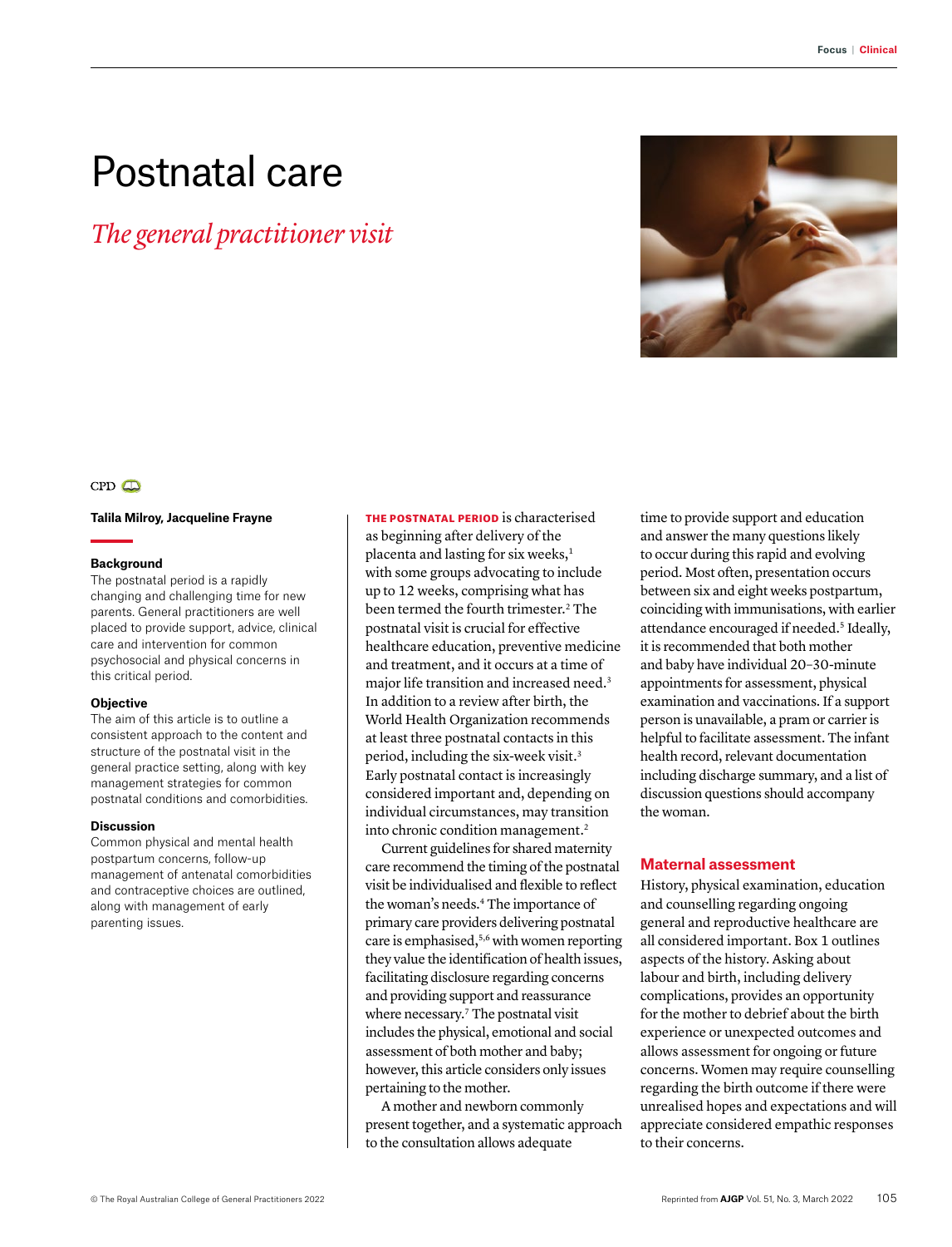# Postnatal care

*The general practitioner visit*

CPD

**Talila Milroy, Jacqueline Frayne**

**Background**

The postnatal period is a rapidly changing and challenging time for new parents. General practitioners are well placed to provide support, advice, clinical care and intervention for common psychosocial and physical concerns in this critical period.

**Objective**

The aim of this article is to outline a consistent approach to the content and structure of the postnatal visit in the general practice setting, along with key management strategies for common postnatal conditions and comorbidities.

**Discussion**

Common physical and mental health postpartum concerns, follow-up management of antenatal comorbidities and contraceptive choices are outlined, along with management of early parenting issues.

**THE POSTNATAL PERIOD** is characterised as beginning after delivery of the placenta and lasting for six weeks,[1] with some groups advocating to include up to 12 weeks, comprising what has been termed the fourth trimester.[2] The postnatal visit is crucial for effective healthcare education, preventive medicine and treatment, and it occurs at a time of major life transition and increased need.[3] In addition to a review after birth, the World Health Organization recommends at least three postnatal contacts in this period, including the six-week visit.[3] Early postnatal contact is increasingly considered important and, depending on individual circumstances, may transition into chronic condition management.[2]

Current guidelines for shared maternity care recommend the timing of the postnatal visit be individualised and flexible to reflect the woman's needs.[4] The importance of primary care providers delivering postnatal care is emphasised,[5,6] with women reporting they value the identification of health issues, facilitating disclosure regarding concerns and providing support and reassurance where necessary.[7] The postnatal visit includes the physical, emotional and social assessment of both mother and baby; however, this article considers only issues pertaining to the mother.

A mother and newborn commonly present together, and a systematic approach to the consultation allows adequate time to provide support and education and answer the many questions likely to occur during this rapid and evolving period. Most often, presentation occurs between six and eight weeks postpartum, coinciding with immunisations, with earlier attendance encouraged if needed.[5] Ideally, it is recommended that both mother and baby have individual 20–30-minute appointments for assessment, physical examination and vaccinations. If a support person is unavailable, a pram or carrier is helpful to facilitate assessment. The infant health record, relevant documentation including discharge summary, and a list of discussion questions should accompany the woman.

## Maternal assessment

History, physical examination, education and counselling regarding ongoing general and reproductive healthcare are all considered important. Box 1 outlines aspects of the history. Asking about labour and birth, including delivery complications, provides an opportunity for the mother to debrief about the birth experience or unexpected outcomes and allows assessment for ongoing or future concerns. Women may require counselling regarding the birth outcome if there were unrealised hopes and expectations and will appreciate considered empathic responses to their concerns.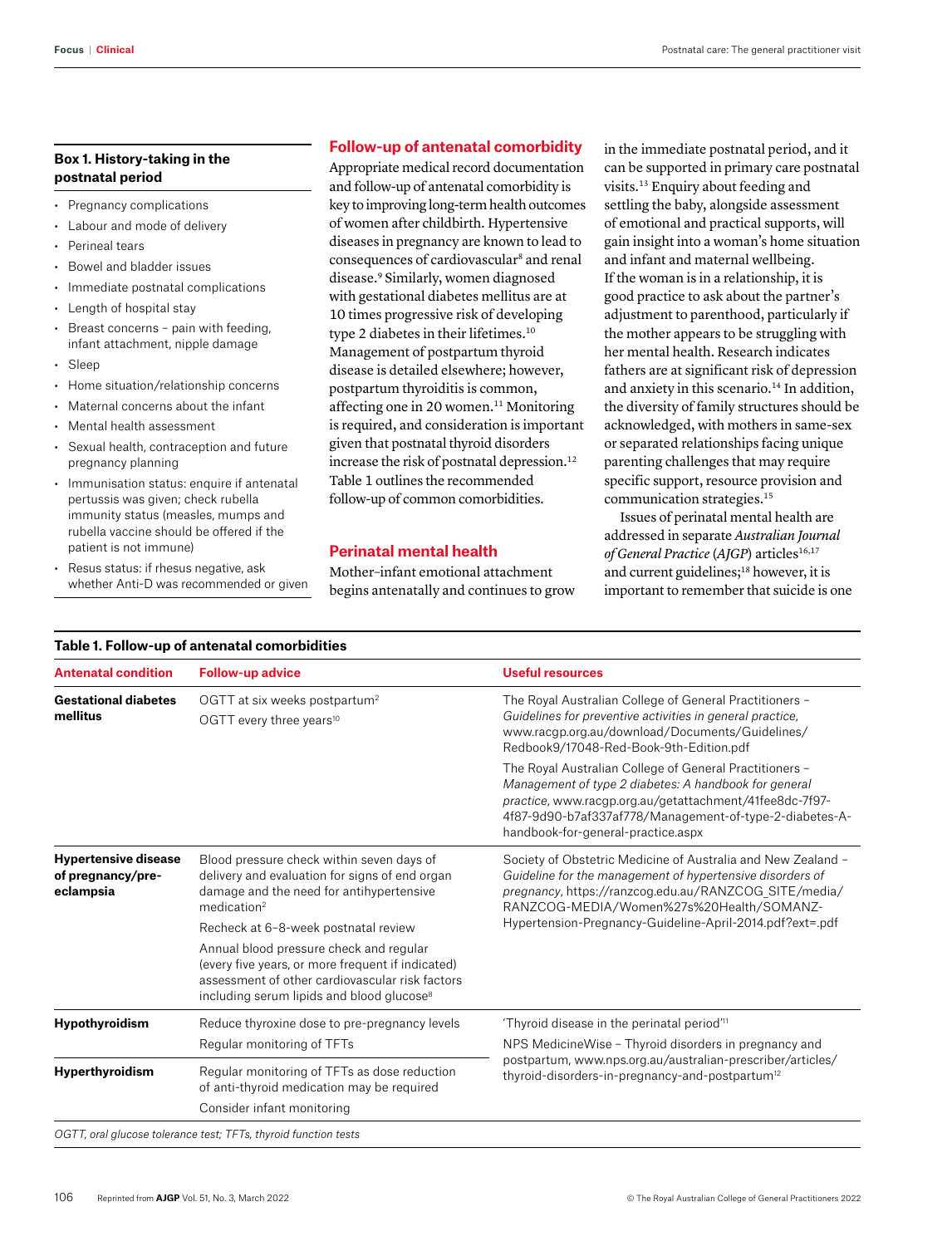### Box 1. History-taking in the postnatal period

- Pregnancy complications
- Labour and mode of delivery
- Perineal tears
- Bowel and bladder issues
- Immediate postnatal complications
- Length of hospital stay
- Breast concerns – pain with feeding, infant attachment, nipple damage
- Sleep
- Home situation/relationship concerns
- Maternal concerns about the infant
- Mental health assessment
- Sexual health, contraception and future pregnancy planning
- Immunisation status: enquire if antenatal pertussis was given; check rubella immunity status (measles, mumps and rubella vaccine should be offered if the patient is not immune)
- Resus status: if rhesus negative, ask whether Anti-D was recommended or given

## Follow-up of antenatal comorbidity

Appropriate medical record documentation and follow-up of antenatal comorbidity is key to improving long-term health outcomes of women after childbirth. Hypertensive diseases in pregnancy are known to lead to consequences of cardiovascular[8] and renal disease.[9] Similarly, women diagnosed with gestational diabetes mellitus are at 10 times progressive risk of developing type 2 diabetes in their lifetimes.[10] Management of postpartum thyroid disease is detailed elsewhere; however, postpartum thyroiditis is common, affecting one in 20 women.[11] Monitoring is required, and consideration is important given that postnatal thyroid disorders increase the risk of postnatal depression.[12] Table 1 outlines the recommended follow-up of common comorbidities.

## Perinatal mental health

Mother–infant emotional attachment begins antenatally and continues to grow in the immediate postnatal period, and it can be supported in primary care postnatal visits.[13] Enquiry about feeding and settling the baby, alongside assessment of emotional and practical supports, will gain insight into a woman's home situation and infant and maternal wellbeing. If the woman is in a relationship, it is good practice to ask about the partner's adjustment to parenthood, particularly if the mother appears to be struggling with her mental health. Research indicates fathers are at significant risk of depression and anxiety in this scenario.[14] In addition, the diversity of family structures should be acknowledged, with mothers in same-sex or separated relationships facing unique parenting challenges that may require specific support, resource provision and communication strategies.[15]

Issues of perinatal mental health are addressed in separate *Australian Journal of General Practice* (*AJGP*) articles[16,17] and current guidelines;[18] however, it is important to remember that suicide is one

### Table 1. Follow-up of antenatal comorbidities

| Antenatal condition | Follow-up advice | Useful resources |
|---|---|---|
| **Gestational diabetes mellitus** | OGTT at six weeks postpartum[2]<br>OGTT every three years[10] | The Royal Australian College of General Practitioners – *Guidelines for preventive activities in general practice*, www.racgp.org.au/download/Documents/Guidelines/Redbook9/17048-Red-Book-9th-Edition.pdf<br>The Royal Australian College of General Practitioners – *Management of type 2 diabetes: A handbook for general practice*, www.racgp.org.au/getattachment/41fee8dc-7f97-4f87-9d90-b7af337af778/Management-of-type-2-diabetes-A-handbook-for-general-practice.aspx |
| **Hypertensive disease of pregnancy/pre-eclampsia** | Blood pressure check within seven days of delivery and evaluation for signs of end organ damage and the need for antihypertensive medication[2]<br>Recheck at 6–8-week postnatal review<br>Annual blood pressure check and regular (every five years, or more frequent if indicated) assessment of other cardiovascular risk factors including serum lipids and blood glucose[8] | Society of Obstetric Medicine of Australia and New Zealand – *Guideline for the management of hypertensive disorders of pregnancy*, https://ranzcog.edu.au/RANZCOG_SITE/media/RANZCOG-MEDIA/Women%27s%20Health/SOMANZ-Hypertension-Pregnancy-Guideline-April-2014.pdf?ext=.pdf |
| **Hypothyroidism** | Reduce thyroxine dose to pre-pregnancy levels<br>Regular monitoring of TFTs | 'Thyroid disease in the perinatal period'[11]<br>NPS MedicineWise – Thyroid disorders in pregnancy and postpartum, www.nps.org.au/australian-prescriber/articles/thyroid-disorders-in-pregnancy-and-postpartum[12] |
| **Hyperthyroidism** | Regular monitoring of TFTs as dose reduction of anti-thyroid medication may be required<br>Consider infant monitoring | |

*OGTT, oral glucose tolerance test; TFTs, thyroid function tests*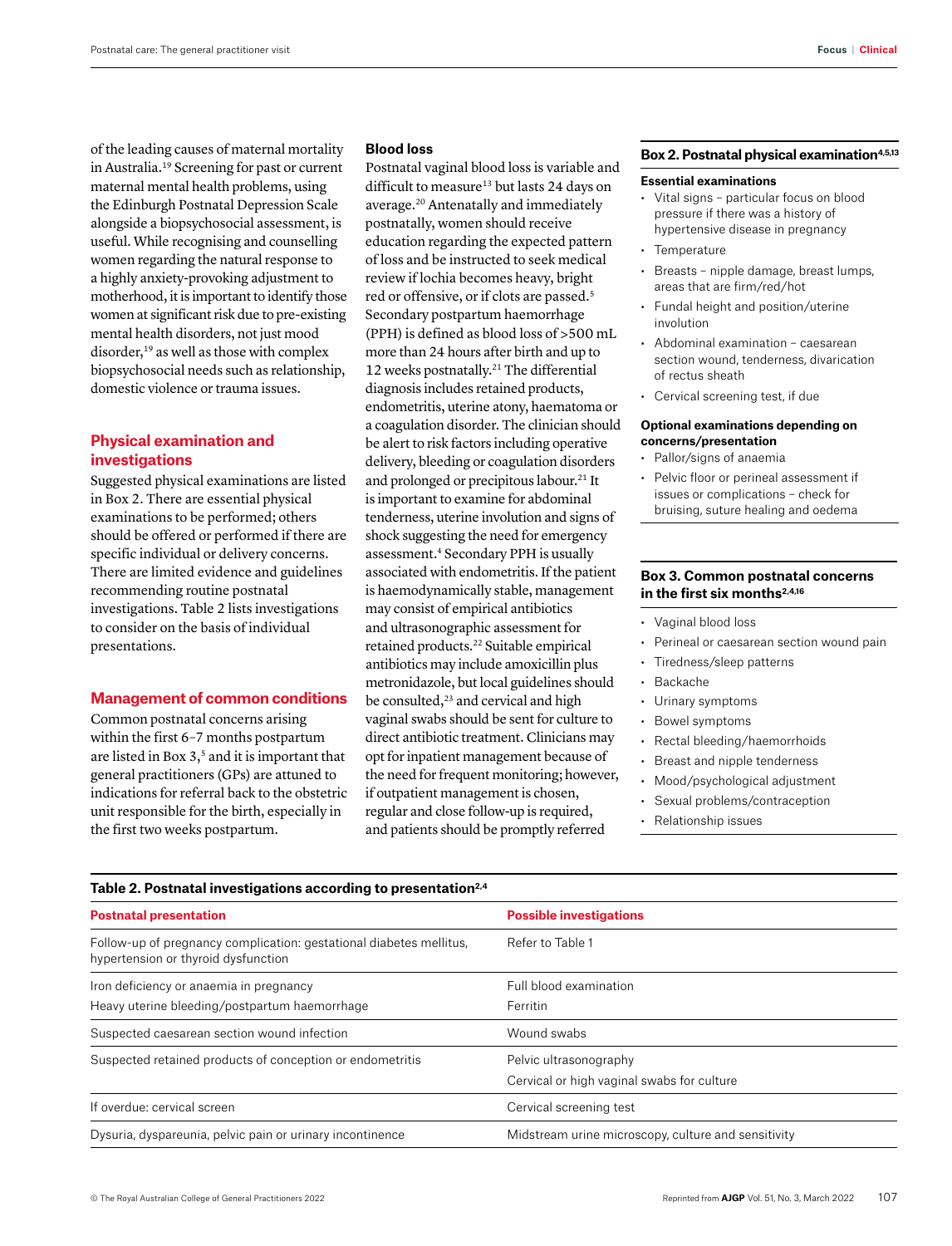of the leading causes of maternal mortality in Australia.[19] Screening for past or current maternal mental health problems, using the Edinburgh Postnatal Depression Scale alongside a biopsychosocial assessment, is useful. While recognising and counselling women regarding the natural response to a highly anxiety-provoking adjustment to motherhood, it is important to identify those women at significant risk due to pre-existing mental health disorders, not just mood disorder,[19] as well as those with complex biopsychosocial needs such as relationship, domestic violence or trauma issues.

## Physical examination and investigations

Suggested physical examinations are listed in Box 2. There are essential physical examinations to be performed; others should be offered or performed if there are specific individual or delivery concerns. There are limited evidence and guidelines recommending routine postnatal investigations. Table 2 lists investigations to consider on the basis of individual presentations.

## Management of common conditions

Common postnatal concerns arising within the first 6–7 months postpartum are listed in Box 3,[5] and it is important that general practitioners (GPs) are attuned to indications for referral back to the obstetric unit responsible for the birth, especially in the first two weeks postpartum.

### Blood loss

Postnatal vaginal blood loss is variable and difficult to measure[13] but lasts 24 days on average.[20] Antenatally and immediately postnatally, women should receive education regarding the expected pattern of loss and be instructed to seek medical review if lochia becomes heavy, bright red or offensive, or if clots are passed.[5] Secondary postpartum haemorrhage (PPH) is defined as blood loss of >500 mL more than 24 hours after birth and up to 12 weeks postnatally.[21] The differential diagnosis includes retained products, endometritis, uterine atony, haematoma or a coagulation disorder. The clinician should be alert to risk factors including operative delivery, bleeding or coagulation disorders and prolonged or precipitous labour.[21] It is important to examine for abdominal tenderness, uterine involution and signs of shock suggesting the need for emergency assessment.[4] Secondary PPH is usually associated with endometritis. If the patient is haemodynamically stable, management may consist of empirical antibiotics and ultrasonographic assessment for retained products.[22] Suitable empirical antibiotics may include amoxicillin plus metronidazole, but local guidelines should be consulted,[23] and cervical and high vaginal swabs should be sent for culture to direct antibiotic treatment. Clinicians may opt for inpatient management because of the need for frequent monitoring; however, if outpatient management is chosen, regular and close follow-up is required, and patients should be promptly referred

**Box 2. Postnatal physical examination[4,5,13]**

**Essential examinations**

- Vital signs – particular focus on blood pressure if there was a history of hypertensive disease in pregnancy
- Temperature
- Breasts – nipple damage, breast lumps, areas that are firm/red/hot
- Fundal height and position/uterine involution
- Abdominal examination – caesarean section wound, tenderness, divarication of rectus sheath
- Cervical screening test, if due

**Optional examinations depending on concerns/presentation**

- Pallor/signs of anaemia
- Pelvic floor or perineal assessment if issues or complications – check for bruising, suture healing and oedema

**Box 3. Common postnatal concerns in the first six months[2,4,16]**

- Vaginal blood loss
- Perineal or caesarean section wound pain
- Tiredness/sleep patterns
- Backache
- Urinary symptoms
- Bowel symptoms
- Rectal bleeding/haemorrhoids
- Breast and nipple tenderness
- Mood/psychological adjustment
- Sexual problems/contraception
- Relationship issues

**Table 2. Postnatal investigations according to presentation[2,4]**

| Postnatal presentation | Possible investigations |
|---|---|
| Follow-up of pregnancy complication: gestational diabetes mellitus, hypertension or thyroid dysfunction | Refer to Table 1 |
| Iron deficiency or anaemia in pregnancy<br>Heavy uterine bleeding/postpartum haemorrhage | Full blood examination<br>Ferritin |
| Suspected caesarean section wound infection | Wound swabs |
| Suspected retained products of conception or endometritis | Pelvic ultrasonography<br>Cervical or high vaginal swabs for culture |
| If overdue: cervical screen | Cervical screening test |
| Dysuria, dyspareunia, pelvic pain or urinary incontinence | Midstream urine microscopy, culture and sensitivity |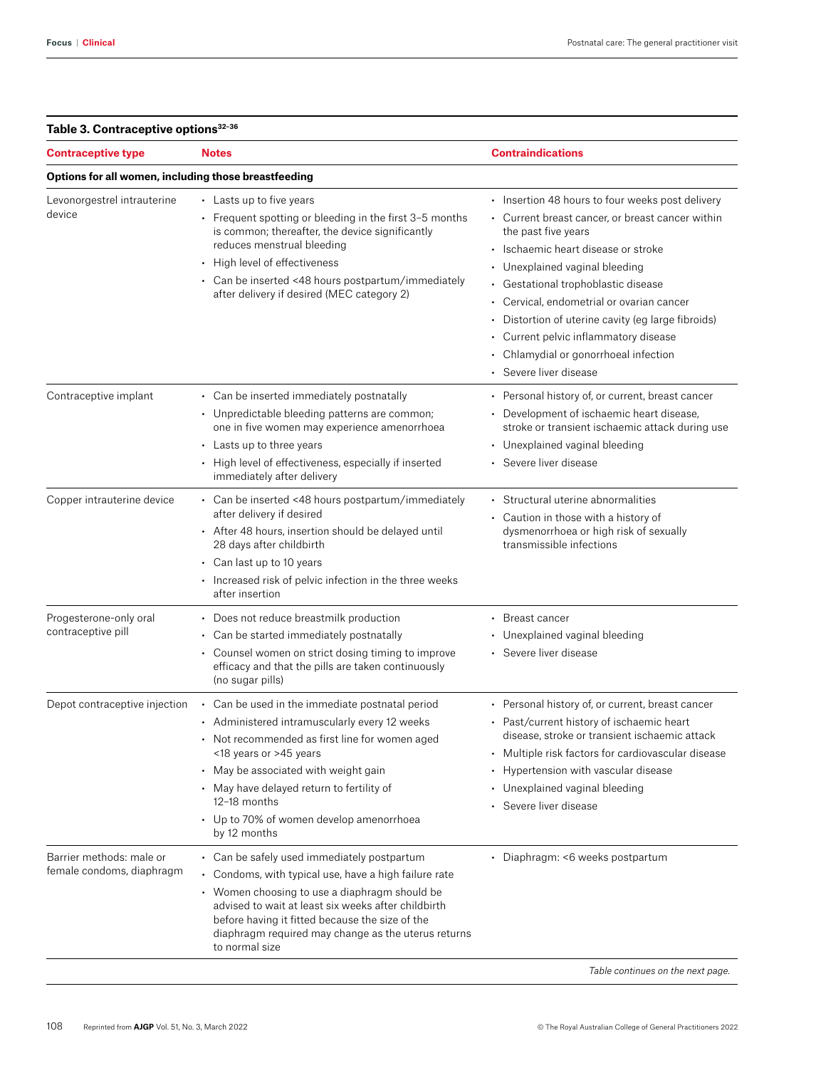**Table 3. Contraceptive options[32–36]**

| Contraceptive type | Notes | Contraindications |
|---|---|---|
| **Options for all women, including those breastfeeding** | | |
| Levonorgestrel intrauterine device | • Lasts up to five years<br>• Frequent spotting or bleeding in the first 3–5 months is common; thereafter, the device significantly reduces menstrual bleeding<br>• High level of effectiveness<br>• Can be inserted <48 hours postpartum/immediately after delivery if desired (MEC category 2) | • Insertion 48 hours to four weeks post delivery<br>• Current breast cancer, or breast cancer within the past five years<br>• Ischaemic heart disease or stroke<br>• Unexplained vaginal bleeding<br>• Gestational trophoblastic disease<br>• Cervical, endometrial or ovarian cancer<br>• Distortion of uterine cavity (eg large fibroids)<br>• Current pelvic inflammatory disease<br>• Chlamydial or gonorrhoeal infection<br>• Severe liver disease |
| Contraceptive implant | • Can be inserted immediately postnatally<br>• Unpredictable bleeding patterns are common; one in five women may experience amenorrhoea<br>• Lasts up to three years<br>• High level of effectiveness, especially if inserted immediately after delivery | • Personal history of, or current, breast cancer<br>• Development of ischaemic heart disease, stroke or transient ischaemic attack during use<br>• Unexplained vaginal bleeding<br>• Severe liver disease |
| Copper intrauterine device | • Can be inserted <48 hours postpartum/immediately after delivery if desired<br>• After 48 hours, insertion should be delayed until 28 days after childbirth<br>• Can last up to 10 years<br>• Increased risk of pelvic infection in the three weeks after insertion | • Structural uterine abnormalities<br>• Caution in those with a history of dysmenorrhoea or high risk of sexually transmissible infections |
| Progesterone-only oral contraceptive pill | • Does not reduce breastmilk production<br>• Can be started immediately postnatally<br>• Counsel women on strict dosing timing to improve efficacy and that the pills are taken continuously (no sugar pills) | • Breast cancer<br>• Unexplained vaginal bleeding<br>• Severe liver disease |
| Depot contraceptive injection | • Can be used in the immediate postnatal period<br>• Administered intramuscularly every 12 weeks<br>• Not recommended as first line for women aged <18 years or >45 years<br>• May be associated with weight gain<br>• May have delayed return to fertility of 12–18 months<br>• Up to 70% of women develop amenorrhoea by 12 months | • Personal history of, or current, breast cancer<br>• Past/current history of ischaemic heart disease, stroke or transient ischaemic attack<br>• Multiple risk factors for cardiovascular disease<br>• Hypertension with vascular disease<br>• Unexplained vaginal bleeding<br>• Severe liver disease |
| Barrier methods: male or female condoms, diaphragm | • Can be safely used immediately postpartum<br>• Condoms, with typical use, have a high failure rate<br>• Women choosing to use a diaphragm should be advised to wait at least six weeks after childbirth before having it fitted because the size of the diaphragm required may change as the uterus returns to normal size | • Diaphragm: <6 weeks postpartum |

*Table continues on the next page.*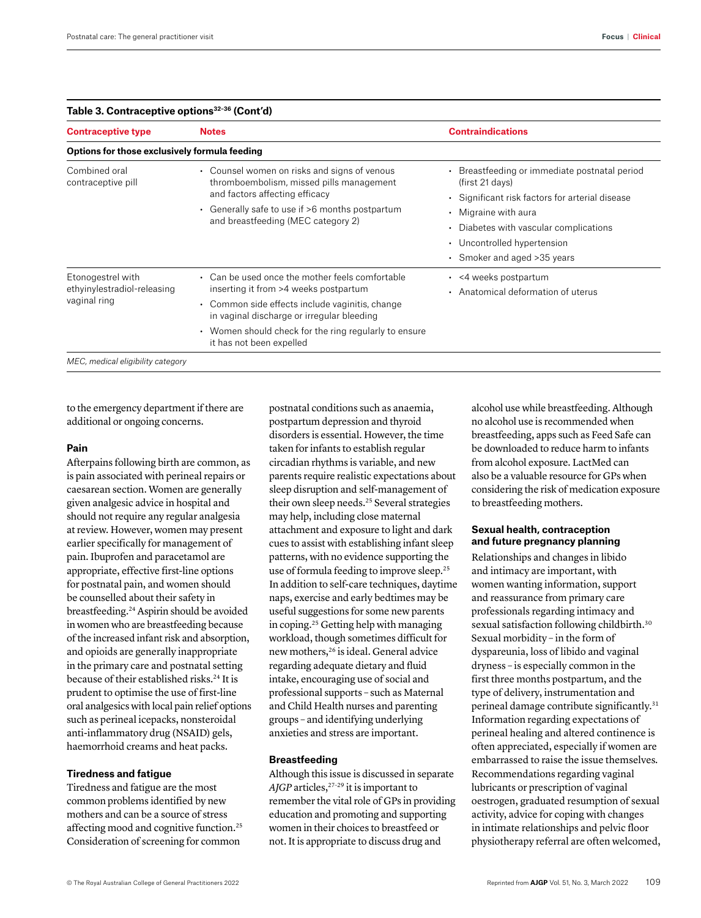**Table 3. Contraceptive options[32–36] (Cont'd)**

| Contraceptive type | Notes | Contraindications |
|---|---|---|
| **Options for those exclusively formula feeding** | | |
| Combined oral contraceptive pill | • Counsel women on risks and signs of venous thromboembolism, missed pills management and factors affecting efficacy<br>• Generally safe to use if >6 months postpartum and breastfeeding (MEC category 2) | • Breastfeeding or immediate postnatal period (first 21 days)<br>• Significant risk factors for arterial disease<br>• Migraine with aura<br>• Diabetes with vascular complications<br>• Uncontrolled hypertension<br>• Smoker and aged >35 years |
| Etonogestrel with ethyinylestradiol-releasing vaginal ring | • Can be used once the mother feels comfortable inserting it from >4 weeks postpartum<br>• Common side effects include vaginitis, change in vaginal discharge or irregular bleeding<br>• Women should check for the ring regularly to ensure it has not been expelled | • <4 weeks postpartum<br>• Anatomical deformation of uterus |

*MEC, medical eligibility category*

to the emergency department if there are additional or ongoing concerns.

#### Pain

Afterpains following birth are common, as is pain associated with perineal repairs or caesarean section. Women are generally given analgesic advice in hospital and should not require any regular analgesia at review. However, women may present earlier specifically for management of pain. Ibuprofen and paracetamol are appropriate, effective first-line options for postnatal pain, and women should be counselled about their safety in breastfeeding.[24] Aspirin should be avoided in women who are breastfeeding because of the increased infant risk and absorption, and opioids are generally inappropriate in the primary care and postnatal setting because of their established risks.[24] It is prudent to optimise the use of first-line oral analgesics with local pain relief options such as perineal icepacks, nonsteroidal anti-inflammatory drug (NSAID) gels, haemorrhoid creams and heat packs.

#### Tiredness and fatigue

Tiredness and fatigue are the most common problems identified by new mothers and can be a source of stress affecting mood and cognitive function.[25] Consideration of screening for common postnatal conditions such as anaemia, postpartum depression and thyroid disorders is essential. However, the time taken for infants to establish regular circadian rhythms is variable, and new parents require realistic expectations about sleep disruption and self-management of their own sleep needs.[25] Several strategies may help, including close maternal attachment and exposure to light and dark cues to assist with establishing infant sleep patterns, with no evidence supporting the use of formula feeding to improve sleep.[25] In addition to self-care techniques, daytime naps, exercise and early bedtimes may be useful suggestions for some new parents in coping.[25] Getting help with managing workload, though sometimes difficult for new mothers,[26] is ideal. General advice regarding adequate dietary and fluid intake, encouraging use of social and professional supports – such as Maternal and Child Health nurses and parenting groups – and identifying underlying anxieties and stress are important.

#### Breastfeeding

Although this issue is discussed in separate *AJGP* articles,[27–29] it is important to remember the vital role of GPs in providing education and promoting and supporting women in their choices to breastfeed or not. It is appropriate to discuss drug and alcohol use while breastfeeding. Although no alcohol use is recommended when breastfeeding, apps such as Feed Safe can be downloaded to reduce harm to infants from alcohol exposure. LactMed can also be a valuable resource for GPs when considering the risk of medication exposure to breastfeeding mothers.

#### Sexual health, contraception and future pregnancy planning

Relationships and changes in libido and intimacy are important, with women wanting information, support and reassurance from primary care professionals regarding intimacy and sexual satisfaction following childbirth.[30] Sexual morbidity – in the form of dyspareunia, loss of libido and vaginal dryness – is especially common in the first three months postpartum, and the type of delivery, instrumentation and perineal damage contribute significantly.[31] Information regarding expectations of perineal healing and altered continence is often appreciated, especially if women are embarrassed to raise the issue themselves. Recommendations regarding vaginal lubricants or prescription of vaginal oestrogen, graduated resumption of sexual activity, advice for coping with changes in intimate relationships and pelvic floor physiotherapy referral are often welcomed,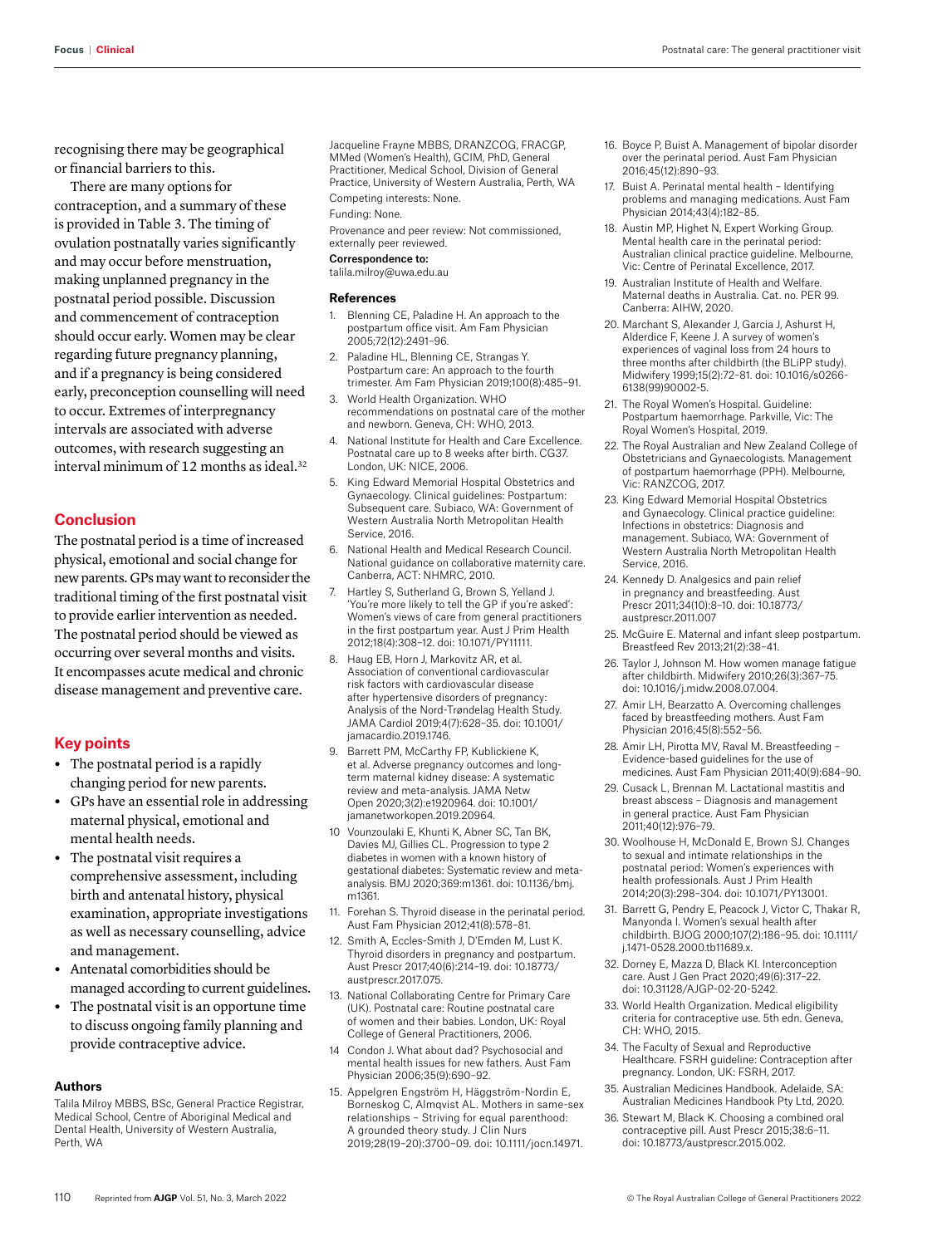recognising there may be geographical or financial barriers to this.

There are many options for contraception, and a summary of these is provided in Table 3. The timing of ovulation postnatally varies significantly and may occur before menstruation, making unplanned pregnancy in the postnatal period possible. Discussion and commencement of contraception should occur early. Women may be clear regarding future pregnancy planning, and if a pregnancy is being considered early, preconception counselling will need to occur. Extremes of interpregnancy intervals are associated with adverse outcomes, with research suggesting an interval minimum of 12 months as ideal.[32]

## Conclusion

The postnatal period is a time of increased physical, emotional and social change for new parents. GPs may want to reconsider the traditional timing of the first postnatal visit to provide earlier intervention as needed. The postnatal period should be viewed as occurring over several months and visits. It encompasses acute medical and chronic disease management and preventive care.

## Key points

- The postnatal period is a rapidly changing period for new parents.
- GPs have an essential role in addressing maternal physical, emotional and mental health needs.
- The postnatal visit requires a comprehensive assessment, including birth and antenatal history, physical examination, appropriate investigations as well as necessary counselling, advice and management.
- Antenatal comorbidities should be managed according to current guidelines.
- The postnatal visit is an opportune time to discuss ongoing family planning and provide contraceptive advice.

### Authors

Talila Milroy MBBS, BSc, General Practice Registrar, Medical School, Centre of Aboriginal Medical and Dental Health, University of Western Australia, Perth, WA

Jacqueline Frayne MBBS, DRANZCOG, FRACGP, MMed (Women's Health), GCIM, PhD, General Practitioner, Medical School, Division of General Practice, University of Western Australia, Perth, WA

Competing interests: None.

Funding: None.

Provenance and peer review: Not commissioned, externally peer reviewed.

**Correspondence to:**
talila.milroy@uwa.edu.au

### References

1. Blenning CE, Paladine H. An approach to the postpartum office visit. Am Fam Physician 2005;72(12):2491–96.
2. Paladine HL, Blenning CE, Strangas Y. Postpartum care: An approach to the fourth trimester. Am Fam Physician 2019;100(8):485–91.
3. World Health Organization. WHO recommendations on postnatal care of the mother and newborn. Geneva, CH: WHO, 2013.
4. National Institute for Health and Care Excellence. Postnatal care up to 8 weeks after birth. CG37. London, UK: NICE, 2006.
5. King Edward Memorial Hospital Obstetrics and Gynaecology. Clinical guidelines: Postpartum: Subsequent care. Subiaco, WA: Government of Western Australia North Metropolitan Health Service, 2016.
6. National Health and Medical Research Council. National guidance on collaborative maternity care. Canberra, ACT: NHMRC, 2010.
7. Hartley S, Sutherland G, Brown S, Yelland J. 'You're more likely to tell the GP if you're asked': Women's views of care from general practitioners in the first postpartum year. Aust J Prim Health 2012;18(4):308–12. doi: 10.1071/PY11111.
8. Haug EB, Horn J, Markovitz AR, et al. Association of conventional cardiovascular risk factors with cardiovascular disease after hypertensive disorders of pregnancy: Analysis of the Nord-Trøndelag Health Study. JAMA Cardiol 2019;4(7):628–35. doi: 10.1001/jamacardio.2019.1746.
9. Barrett PM, McCarthy FP, Kublickiene K, et al. Adverse pregnancy outcomes and long-term maternal kidney disease: A systematic review and meta-analysis. JAMA Netw Open 2020;3(2):e1920964. doi: 10.1001/jamanetworkopen.2019.20964.
10. Vounzoulaki E, Khunti K, Abner SC, Tan BK, Davies MJ, Gillies CL. Progression to type 2 diabetes in women with a known history of gestational diabetes: Systematic review and meta-analysis. BMJ 2020;369:m1361. doi: 10.1136/bmj.m1361.
11. Forehan S. Thyroid disease in the perinatal period. Aust Fam Physician 2012;41(8):578–81.
12. Smith A, Eccles-Smith J, D'Emden M, Lust K. Thyroid disorders in pregnancy and postpartum. Aust Prescr 2017;40(6):214–19. doi: 10.18773/austprescr.2017.075.
13. National Collaborating Centre for Primary Care (UK). Postnatal care: Routine postnatal care of women and their babies. London, UK: Royal College of General Practitioners, 2006.
14. Condon J. What about dad? Psychosocial and mental health issues for new fathers. Aust Fam Physician 2006;35(9):690–92.
15. Appelgren Engström H, Häggström-Nordin E, Borneskog C, Almqvist AL. Mothers in same-sex relationships – Striving for equal parenthood: A grounded theory study. J Clin Nurs 2019;28(19–20):3700–09. doi: 10.1111/jocn.14971.
16. Boyce P, Buist A. Management of bipolar disorder over the perinatal period. Aust Fam Physician 2016;45(12):890–93.
17. Buist A. Perinatal mental health – Identifying problems and managing medications. Aust Fam Physician 2014;43(4):182–85.
18. Austin MP, Highet N, Expert Working Group. Mental health care in the perinatal period: Australian clinical practice guideline. Melbourne, Vic: Centre of Perinatal Excellence, 2017.
19. Australian Institute of Health and Welfare. Maternal deaths in Australia. Cat. no. PER 99. Canberra: AIHW, 2020.
20. Marchant S, Alexander J, Garcia J, Ashurst H, Alderdice F, Keene J. A survey of women's experiences of vaginal loss from 24 hours to three months after childbirth (the BLiPP study). Midwifery 1999;15(2):72–81. doi: 10.1016/s0266-6138(99)90002-5.
21. The Royal Women's Hospital. Guideline: Postpartum haemorrhage. Parkville, Vic: The Royal Women's Hospital, 2019.
22. The Royal Australian and New Zealand College of Obstetricians and Gynaecologists. Management of postpartum haemorrhage (PPH). Melbourne, Vic: RANZCOG, 2017.
23. King Edward Memorial Hospital Obstetrics and Gynaecology. Clinical practice guideline: Infections in obstetrics: Diagnosis and management. Subiaco, WA: Government of Western Australia North Metropolitan Health Service, 2016.
24. Kennedy D. Analgesics and pain relief in pregnancy and breastfeeding. Aust Prescr 2011;34(10):8–10. doi: 10.18773/austprescr.2011.007
25. McGuire E. Maternal and infant sleep postpartum. Breastfeed Rev 2013;21(2):38–41.
26. Taylor J, Johnson M. How women manage fatigue after childbirth. Midwifery 2010;26(3):367–75. doi: 10.1016/j.midw.2008.07.004.
27. Amir LH, Bearzatto A. Overcoming challenges faced by breastfeeding mothers. Aust Fam Physician 2016;45(8):552–56.
28. Amir LH, Pirotta MV, Raval M. Breastfeeding – Evidence-based guidelines for the use of medicines. Aust Fam Physician 2011;40(9):684–90.
29. Cusack L, Brennan M. Lactational mastitis and breast abscess – Diagnosis and management in general practice. Aust Fam Physician 2011;40(12):976–79.
30. Woolhouse H, McDonald E, Brown SJ. Changes to sexual and intimate relationships in the postnatal period: Women's experiences with health professionals. Aust J Prim Health 2014;20(3):298–304. doi: 10.1071/PY13001.
31. Barrett G, Pendry E, Peacock J, Victor C, Thakar R, Manyonda I. Women's sexual health after childbirth. BJOG 2000;107(2):186–95. doi: 10.1111/j.1471-0528.2000.tb11689.x.
32. Dorney E, Mazza D, Black KI. Interconception care. Aust J Gen Pract 2020;49(6):317–22. doi: 10.31128/AJGP-02-20-5242.
33. World Health Organization. Medical eligibility criteria for contraceptive use. 5th edn. Geneva, CH: WHO, 2015.
34. The Faculty of Sexual and Reproductive Healthcare. FSRH guideline: Contraception after pregnancy. London, UK: FSRH, 2017.
35. Australian Medicines Handbook. Adelaide, SA: Australian Medicines Handbook Pty Ltd, 2020.
36. Stewart M, Black K. Choosing a combined oral contraceptive pill. Aust Prescr 2015;38:6–11. doi: 10.18773/austprescr.2015.002.